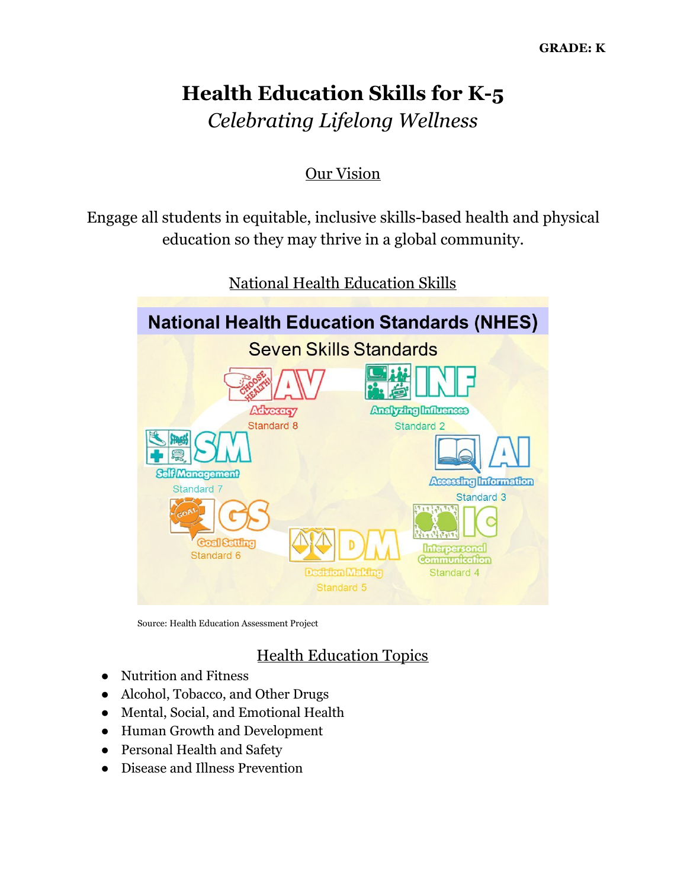**GRADE: K**

# Health Education Skills for K-5

*Celebrating Lifelong Wellness*

## Our Vision

Engage all students in equitable, inclusive skills-based health and physical education so they may thrive in a global community.

## National Health Education Skills

National Health Education Standards (NHES)

Seven Skills Standards

- AV – Advocacy – Standard 8
- INF – Analyzing Influences – Standard 2
- AI – Accessing Information – Standard 3
- IC – Interpersonal Communication – Standard 4
- DM – Decision Making – Standard 5
- GS – Goal Setting – Standard 6
- SM – Self Management – Standard 7

Source: Health Education Assessment Project

## Health Education Topics

- Nutrition and Fitness
- Alcohol, Tobacco, and Other Drugs
- Mental, Social, and Emotional Health
- Human Growth and Development
- Personal Health and Safety
- Disease and Illness Prevention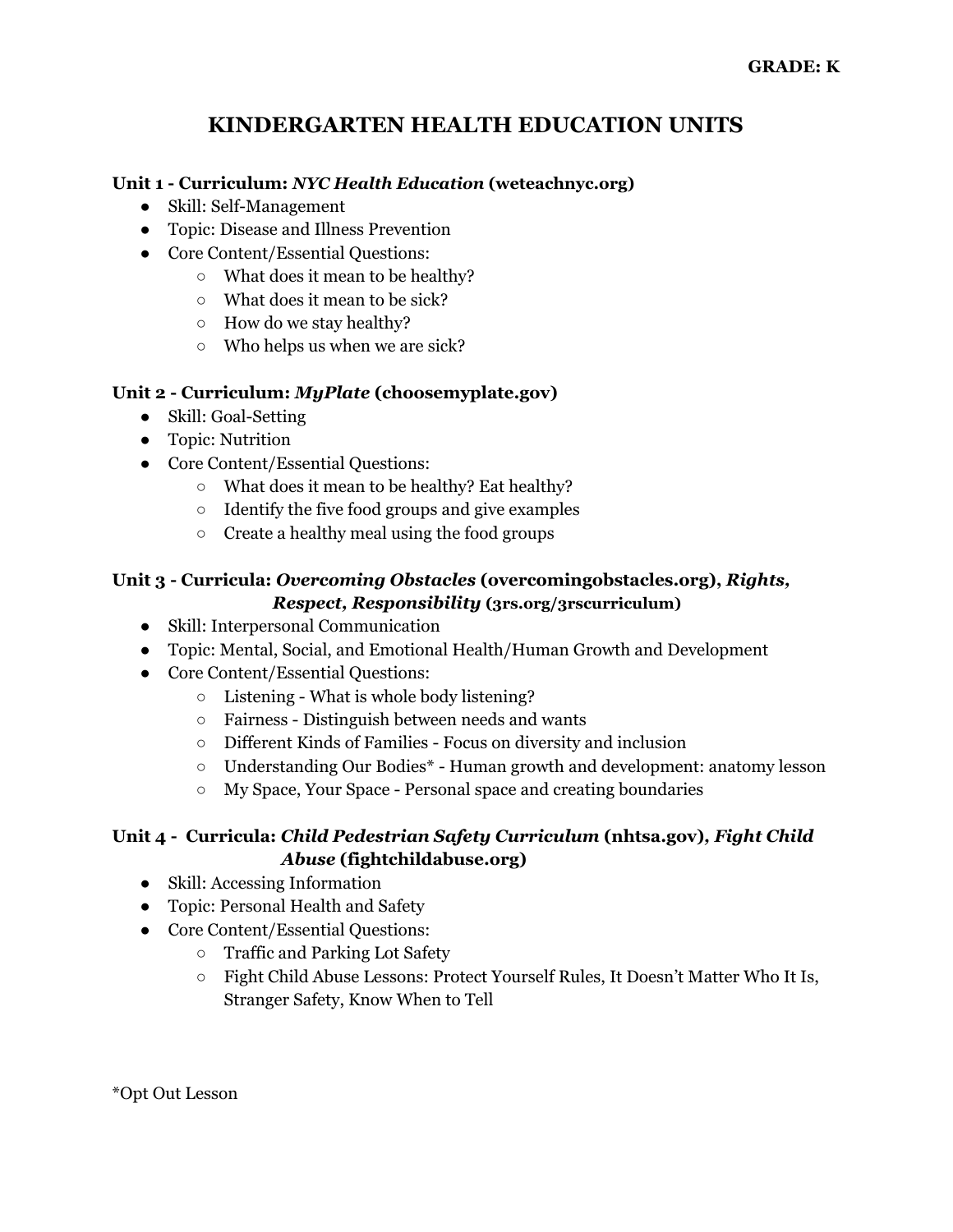**GRADE: K**

# KINDERGARTEN HEALTH EDUCATION UNITS

**Unit 1 - Curriculum: *NYC Health Education* (weteachnyc.org)**

- Skill: Self-Management
- Topic: Disease and Illness Prevention
- Core Content/Essential Questions:
  - What does it mean to be healthy?
  - What does it mean to be sick?
  - How do we stay healthy?
  - Who helps us when we are sick?

**Unit 2 - Curriculum: *MyPlate* (choosemyplate.gov)**

- Skill: Goal-Setting
- Topic: Nutrition
- Core Content/Essential Questions:
  - What does it mean to be healthy? Eat healthy?
  - Identify the five food groups and give examples
  - Create a healthy meal using the food groups

**Unit 3 - Curricula: *Overcoming Obstacles* (overcomingobstacles.org), *Rights, Respect, Responsibility* (3rs.org/3rscurriculum)**

- Skill: Interpersonal Communication
- Topic: Mental, Social, and Emotional Health/Human Growth and Development
- Core Content/Essential Questions:
  - Listening - What is whole body listening?
  - Fairness - Distinguish between needs and wants
  - Different Kinds of Families - Focus on diversity and inclusion
  - Understanding Our Bodies* - Human growth and development: anatomy lesson
  - My Space, Your Space - Personal space and creating boundaries

**Unit 4 - Curricula: *Child Pedestrian Safety Curriculum* (nhtsa.gov), *Fight Child Abuse* (fightchildabuse.org)**

- Skill: Accessing Information
- Topic: Personal Health and Safety
- Core Content/Essential Questions:
  - Traffic and Parking Lot Safety
  - Fight Child Abuse Lessons: Protect Yourself Rules, It Doesn't Matter Who It Is, Stranger Safety, Know When to Tell

*Opt Out Lesson